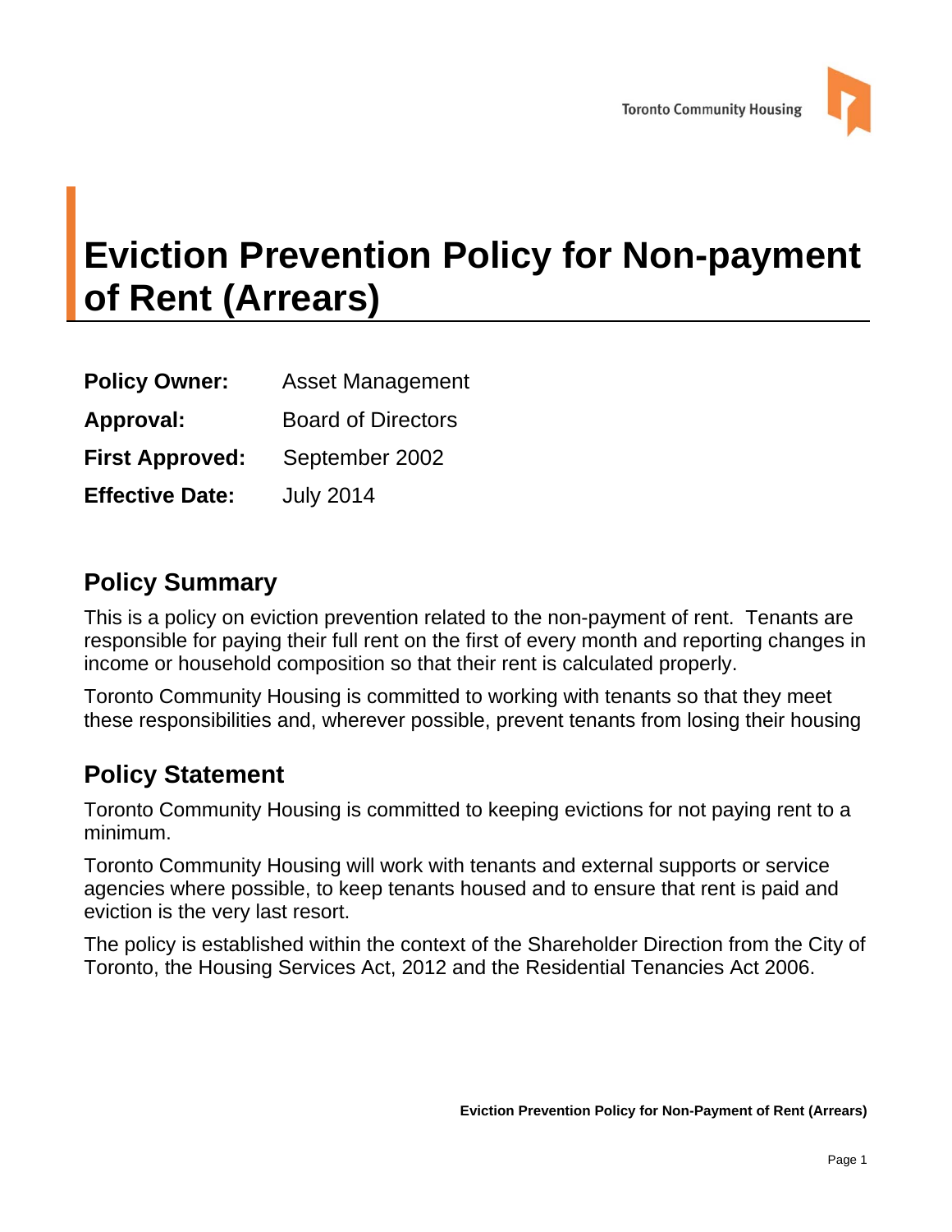# Eviction Prevention Policy for Non-payment of Rent (Arrears)

**Policy Owner:** Asset Management

**Approval:** Board of Directors

**First Approved:** September 2002

**Effective Date:** July 2014

## Policy Summary

This is a policy on eviction prevention related to the non-payment of rent. Tenants are responsible for paying their full rent on the first of every month and reporting changes in income or household composition so that their rent is calculated properly.

Toronto Community Housing is committed to working with tenants so that they meet these responsibilities and, wherever possible, prevent tenants from losing their housing

## Policy Statement

Toronto Community Housing is committed to keeping evictions for not paying rent to a minimum.

Toronto Community Housing will work with tenants and external supports or service agencies where possible, to keep tenants housed and to ensure that rent is paid and eviction is the very last resort.

The policy is established within the context of the Shareholder Direction from the City of Toronto, the Housing Services Act, 2012 and the Residential Tenancies Act 2006.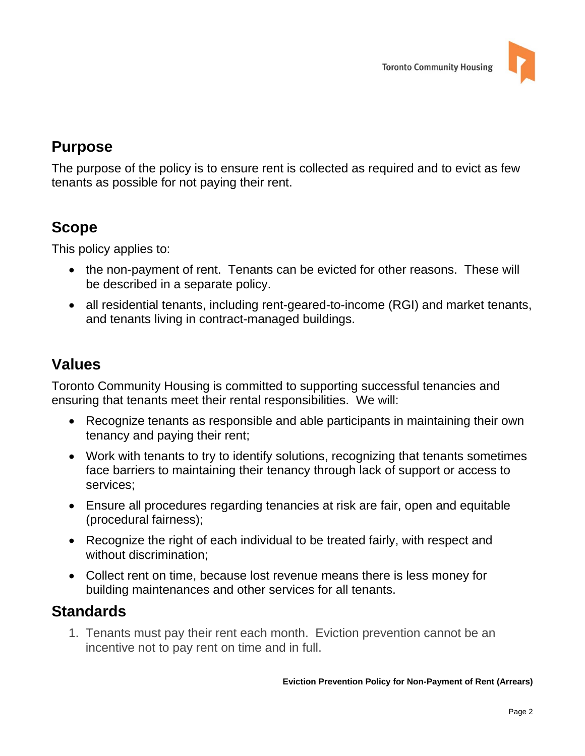## Purpose

The purpose of the policy is to ensure rent is collected as required and to evict as few tenants as possible for not paying their rent.

## Scope

This policy applies to:

- the non-payment of rent. Tenants can be evicted for other reasons. These will be described in a separate policy.
- all residential tenants, including rent-geared-to-income (RGI) and market tenants, and tenants living in contract-managed buildings.

## Values

Toronto Community Housing is committed to supporting successful tenancies and ensuring that tenants meet their rental responsibilities. We will:

- Recognize tenants as responsible and able participants in maintaining their own tenancy and paying their rent;
- Work with tenants to try to identify solutions, recognizing that tenants sometimes face barriers to maintaining their tenancy through lack of support or access to services;
- Ensure all procedures regarding tenancies at risk are fair, open and equitable (procedural fairness);
- Recognize the right of each individual to be treated fairly, with respect and without discrimination;
- Collect rent on time, because lost revenue means there is less money for building maintenances and other services for all tenants.

## Standards

1. Tenants must pay their rent each month. Eviction prevention cannot be an incentive not to pay rent on time and in full.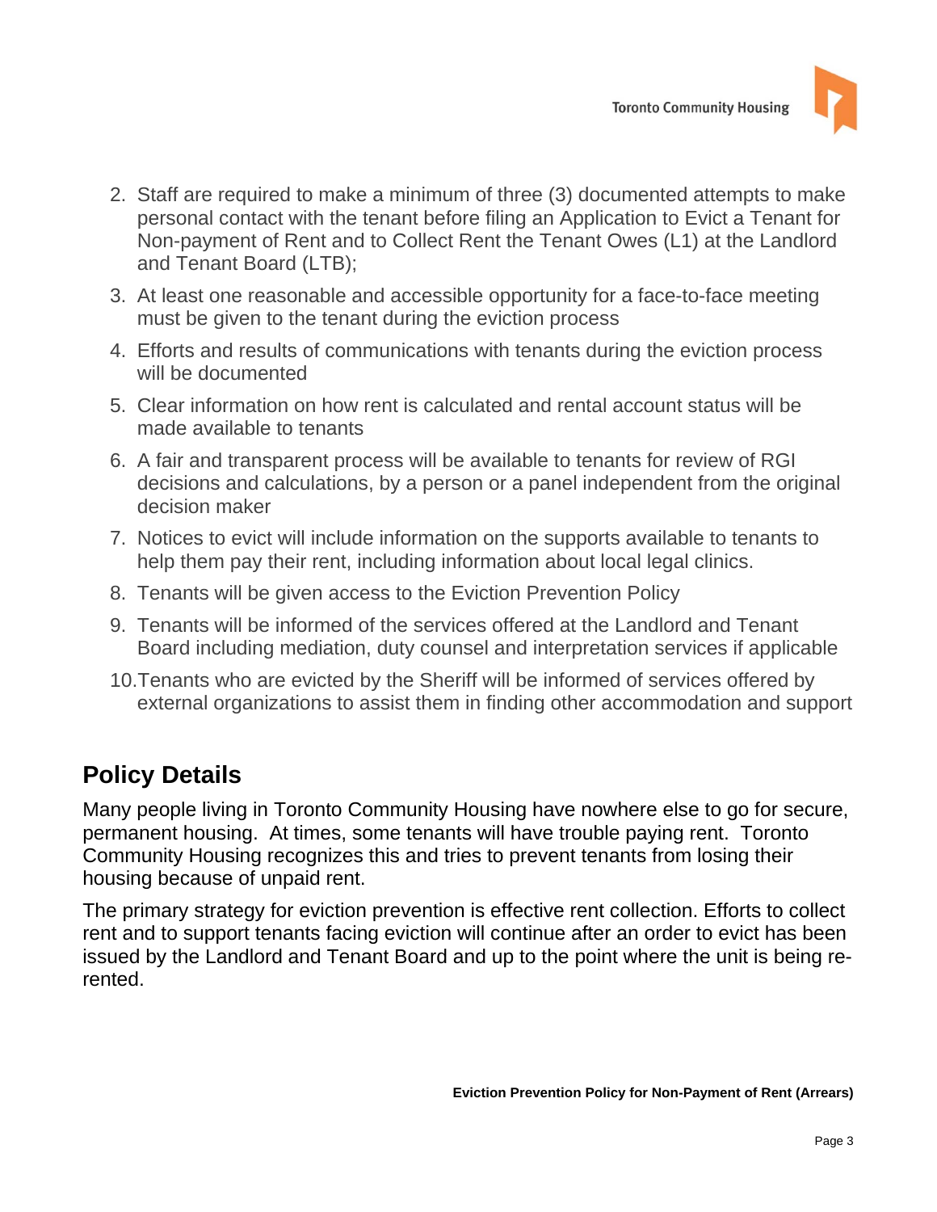2. Staff are required to make a minimum of three (3) documented attempts to make personal contact with the tenant before filing an Application to Evict a Tenant for Non-payment of Rent and to Collect Rent the Tenant Owes (L1) at the Landlord and Tenant Board (LTB);
3. At least one reasonable and accessible opportunity for a face-to-face meeting must be given to the tenant during the eviction process
4. Efforts and results of communications with tenants during the eviction process will be documented
5. Clear information on how rent is calculated and rental account status will be made available to tenants
6. A fair and transparent process will be available to tenants for review of RGI decisions and calculations, by a person or a panel independent from the original decision maker
7. Notices to evict will include information on the supports available to tenants to help them pay their rent, including information about local legal clinics.
8. Tenants will be given access to the Eviction Prevention Policy
9. Tenants will be informed of the services offered at the Landlord and Tenant Board including mediation, duty counsel and interpretation services if applicable
10. Tenants who are evicted by the Sheriff will be informed of services offered by external organizations to assist them in finding other accommodation and support

## Policy Details

Many people living in Toronto Community Housing have nowhere else to go for secure, permanent housing. At times, some tenants will have trouble paying rent. Toronto Community Housing recognizes this and tries to prevent tenants from losing their housing because of unpaid rent.

The primary strategy for eviction prevention is effective rent collection. Efforts to collect rent and to support tenants facing eviction will continue after an order to evict has been issued by the Landlord and Tenant Board and up to the point where the unit is being re-rented.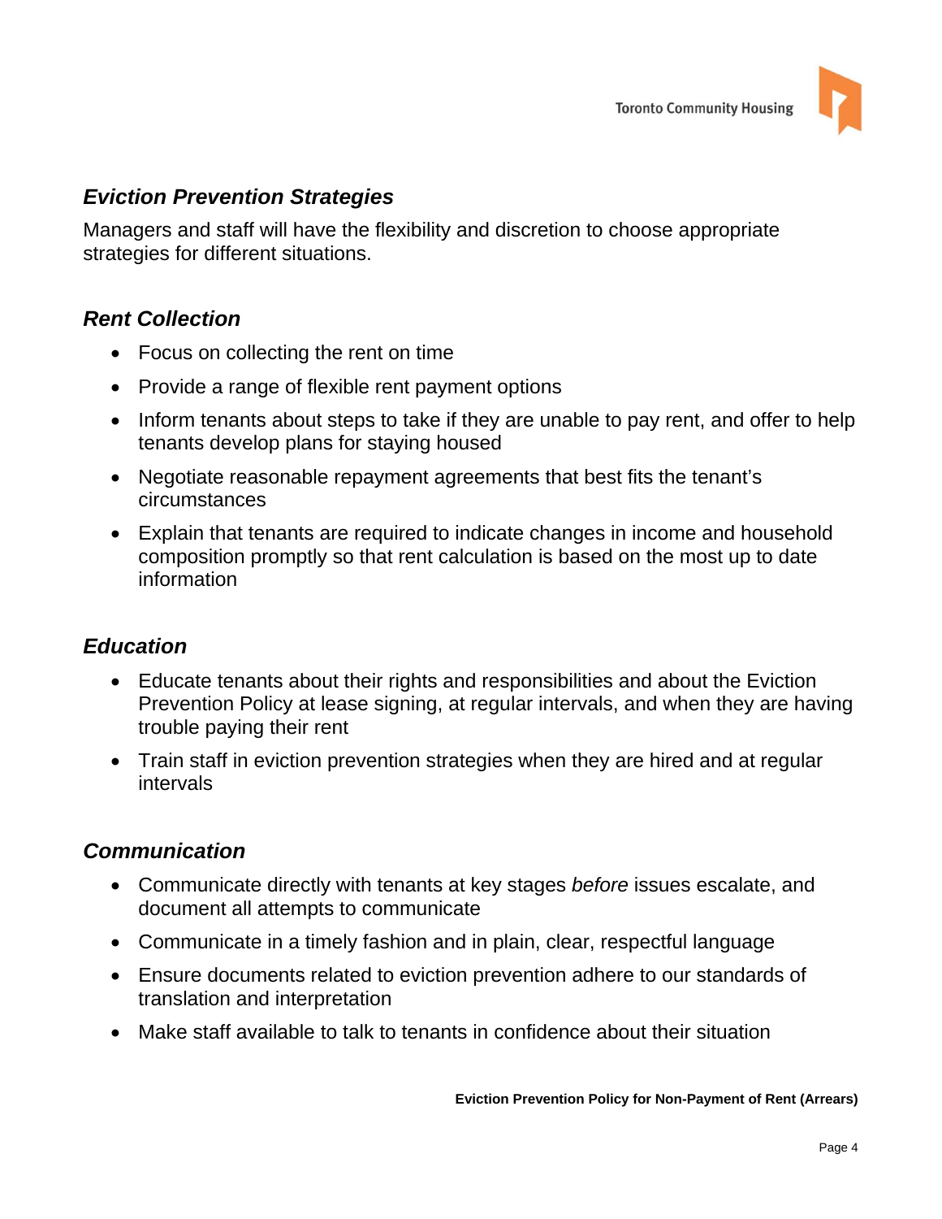## *Eviction Prevention Strategies*

Managers and staff will have the flexibility and discretion to choose appropriate strategies for different situations.

### *Rent Collection*

- Focus on collecting the rent on time
- Provide a range of flexible rent payment options
- Inform tenants about steps to take if they are unable to pay rent, and offer to help tenants develop plans for staying housed
- Negotiate reasonable repayment agreements that best fits the tenant's circumstances
- Explain that tenants are required to indicate changes in income and household composition promptly so that rent calculation is based on the most up to date information

### *Education*

- Educate tenants about their rights and responsibilities and about the Eviction Prevention Policy at lease signing, at regular intervals, and when they are having trouble paying their rent
- Train staff in eviction prevention strategies when they are hired and at regular intervals

### *Communication*

- Communicate directly with tenants at key stages *before* issues escalate, and document all attempts to communicate
- Communicate in a timely fashion and in plain, clear, respectful language
- Ensure documents related to eviction prevention adhere to our standards of translation and interpretation
- Make staff available to talk to tenants in confidence about their situation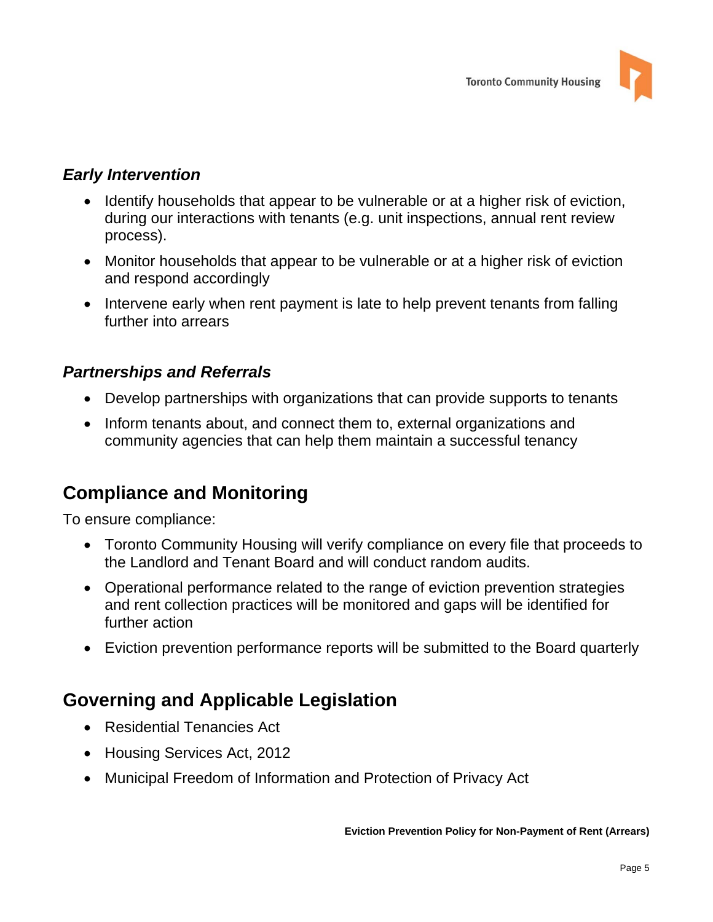### *Early Intervention*

- Identify households that appear to be vulnerable or at a higher risk of eviction, during our interactions with tenants (e.g. unit inspections, annual rent review process).
- Monitor households that appear to be vulnerable or at a higher risk of eviction and respond accordingly
- Intervene early when rent payment is late to help prevent tenants from falling further into arrears

### *Partnerships and Referrals*

- Develop partnerships with organizations that can provide supports to tenants
- Inform tenants about, and connect them to, external organizations and community agencies that can help them maintain a successful tenancy

## Compliance and Monitoring

To ensure compliance:

- Toronto Community Housing will verify compliance on every file that proceeds to the Landlord and Tenant Board and will conduct random audits.
- Operational performance related to the range of eviction prevention strategies and rent collection practices will be monitored and gaps will be identified for further action
- Eviction prevention performance reports will be submitted to the Board quarterly

## Governing and Applicable Legislation

- Residential Tenancies Act
- Housing Services Act, 2012
- Municipal Freedom of Information and Protection of Privacy Act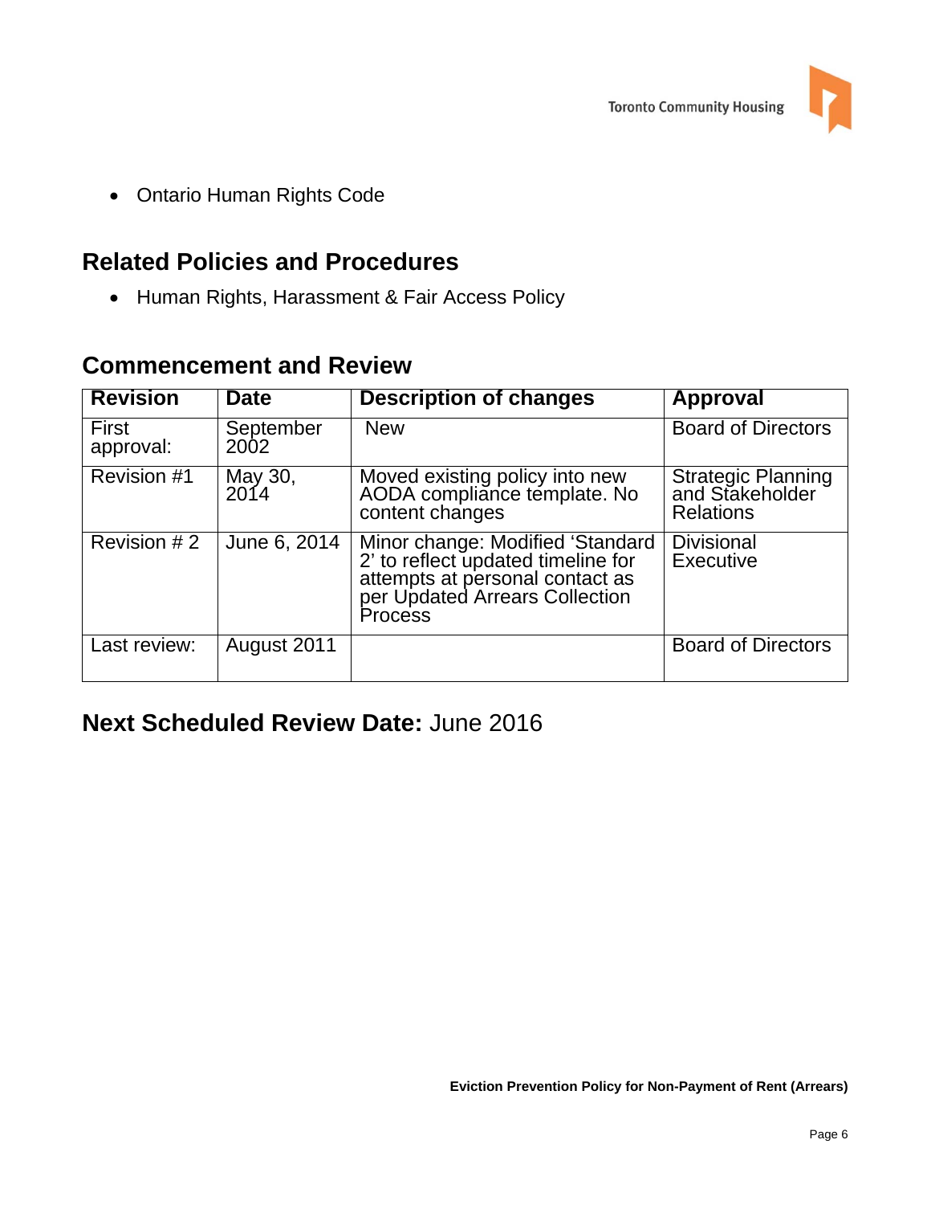- Ontario Human Rights Code

## Related Policies and Procedures

- Human Rights, Harassment & Fair Access Policy

## Commencement and Review

| Revision | Date | Description of changes | Approval |
|---|---|---|---|
| First approval: | September 2002 | New | Board of Directors |
| Revision #1 | May 30, 2014 | Moved existing policy into new AODA compliance template. No content changes | Strategic Planning and Stakeholder Relations |
| Revision # 2 | June 6, 2014 | Minor change: Modified 'Standard 2' to reflect updated timeline for attempts at personal contact as per Updated Arrears Collection Process | Divisional Executive |
| Last review: | August 2011 | | Board of Directors |

## Next Scheduled Review Date: June 2016